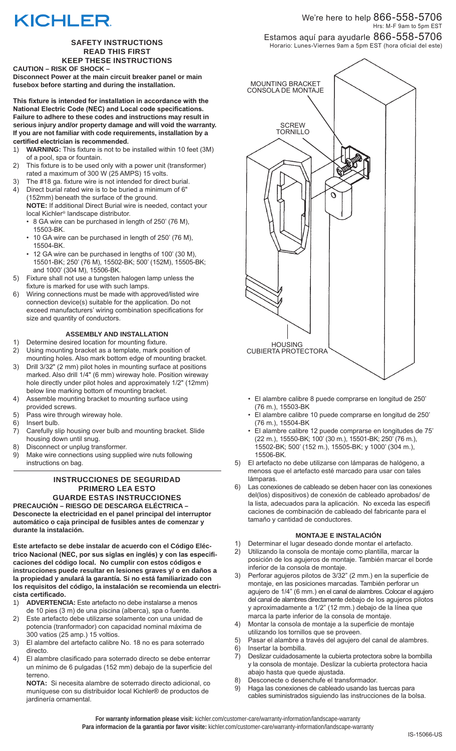# KICHLER

We're here to help 866-558-5706
Hrs: M-F 9am to 5pm EST

Estamos aquí para ayudarle 866-558-5706
Horario: Lunes-Viernes 9am a 5pm EST (hora oficial del este)

## SAFETY INSTRUCTIONS
## READ THIS FIRST
## KEEP THESE INSTRUCTIONS

**CAUTION – RISK OF SHOCK –**
**Disconnect Power at the main circuit breaker panel or main fusebox before starting and during the installation.**

**This fixture is intended for installation in accordance with the National Electric Code (NEC) and Local code specifications. Failure to adhere to these codes and instructions may result in serious injury and/or property damage and will void the warranty. If you are not familiar with code requirements, installation by a certified electrician is recommended.**

1) **WARNING:** This fixture is not to be installed within 10 feet (3M) of a pool, spa or fountain.
2) This fixture is to be used only with a power unit (transformer) rated a maximum of 300 W (25 AMPS) 15 volts.
3) The #18 ga. fixture wire is not intended for direct burial.
4) Direct burial rated wire is to be buried a minimum of 6" (152mm) beneath the surface of the ground.
   **NOTE:** If additional Direct Burial wire is needed, contact your local Kichler® landscape distributor.
   - 8 GA wire can be purchased in length of 250' (76 M), 15503-BK.
   - 10 GA wire can be purchased in length of 250' (76 M), 15504-BK.
   - 12 GA wire can be purchased in lengths of 100' (30 M), 15501-BK; 250' (76 M), 15502-BK; 500' (152M), 15505-BK; and 1000' (304 M), 15506-BK.
5) Fixture shall not use a tungsten halogen lamp unless the fixture is marked for use with such lamps.
6) Wiring connections must be made with approved/listed wire connection device(s) suitable for the application. Do not exceed manufacturers' wiring combination specifications for size and quantity of conductors.

### ASSEMBLY AND INSTALLATION

1) Determine desired location for mounting fixture.
2) Using mounting bracket as a template, mark position of mounting holes. Also mark bottom edge of mounting bracket.
3) Drill 3/32" (2 mm) pilot holes in mounting surface at positions marked. Also drill 1/4" (6 mm) wireway hole. Position wireway hole directly under pilot holes and approximately 1/2" (12mm) below line marking bottom of mounting bracket.
4) Assemble mounting bracket to mounting surface using provided screws.
5) Pass wire through wireway hole.
6) Insert bulb.
7) Carefully slip housing over bulb and mounting bracket. Slide housing down until snug.
8) Disconnect or unplug transformer.
9) Make wire connections using supplied wire nuts following instructions on bag.

## INSTRUCCIONES DE SEGURIDAD
## PRIMERO LEA ESTO
## GUARDE ESTAS INSTRUCCIONES

**PRECAUCIÓN – RIESGO DE DESCARGA ELÉCTRICA –**
**Desconecte la electricidad en el panel principal del interruptor automático o caja principal de fusibles antes de comenzar y durante la instalación.**

**Este artefacto se debe instalar de acuerdo con el Código Eléctrico Nacional (NEC, por sus siglas en inglés) y con las especificaciones del código local. No cumplir con estos códigos e instrucciones puede resultar en lesiones graves y/ o en daños a la propiedad y anulará la garantía. Si no está familiarizado con los requisitos del código, la instalación se recomienda un electricista certificado.**

1) **ADVERTENCIA:** Este artefacto no debe instalarse a menos de 10 pies (3 m) de una piscina (alberca), spa o fuente.
2) Este artefacto debe utilizarse solamente con una unidad de potencia (tranformador) con capacidad nominal máxima de 300 vatios (25 amp.) 15 voltios.
3) El alambre del artefacto calibre No. 18 no es para soterrado directo.
4) El alambre clasificado para soterrado directo se debe enterrar un mínimo de 6 pulgadas (152 mm) debajo de la superficie del terreno.
   **NOTA:** Si necesita alambre de soterrado directo adicional, co muníquese con su distribuidor local Kichler® de productos de jardinería ornamental.

MOUNTING BRACKET
CONSOLA DE MONTAJE

SCREW
TORNILLO

HOUSING
CUBIERTA PROTECTORA

   - El alambre calibre 8 puede comprarse en longitud de 250' (76 m.), 15503-BK
   - El alambre calibre 10 puede comprarse en longitud de 250' (76 m.), 15504-BK
   - El alambre calibre 12 puede comprarse en longitudes de 75' (22 m.), 15550-BK; 100' (30 m.), 15501-BK; 250' (76 m.), 15502-BK; 500' (152 m.), 15505-BK; y 1000' (304 m.), 15506-BK.
5) El artefacto no debe utilizarse con lámparas de halógeno, a menos que el artefacto esté marcado para usar con tales lámparas.
6) Las conexiones de cableado se deben hacer con las conexiones del(los) dispositivo(s) de conexión de cableado aprobados/ de la lista, adecuados para la aplicación. No exceda las especifi caciones de combinación de cableado del fabricante para el tamaño y cantidad de conductores.

### MONTAJE E INSTALACIÓN

1) Determinar el lugar deseado donde montar el artefacto.
2) Utilizando la consola de montaje como plantilla, marcar la posición de los agujeros de montaje. También marcar el borde inferior de la consola de montaje.
3) Perforar agujeros pilotos de 3/32" (2 mm.) en la superficie de montaje, en las posiciones marcadas. También perforar un agujero de 1/4" (6 mm.) en el canal de alambres. Colocar el agujero del canal de alambres directamente debajo de los agujeros pilotos y aproximadamente a 1/2" (12 mm.) debajo de la línea que marca la parte inferior de la consola de montaje.
4) Montar la consola de montaje a la superficie de montaje utilizando los tornillos que se proveen.
5) Pasar el alambre a través del agujero del canal de alambres.
6) Insertar la bombilla.
7) Deslizar cuidadosamente la cubierta protectora sobre la bombilla y la consola de montaje. Deslizar la cubierta protectora hacia abajo hasta que quede ajustada.
8) Desconecte o desenchufe el transformador.
9) Haga las conexiones de cableado usando las tuercas para cables suministrados siguiendo las instrucciones de la bolsa.

**For warranty information please visit:** kichler.com/customer-care/warranty-information/landscape-warranty
**Para informacion de la garantia por favor visite:** kichler.com/customer-care/warranty-information/landscape-warranty

IS-15066-US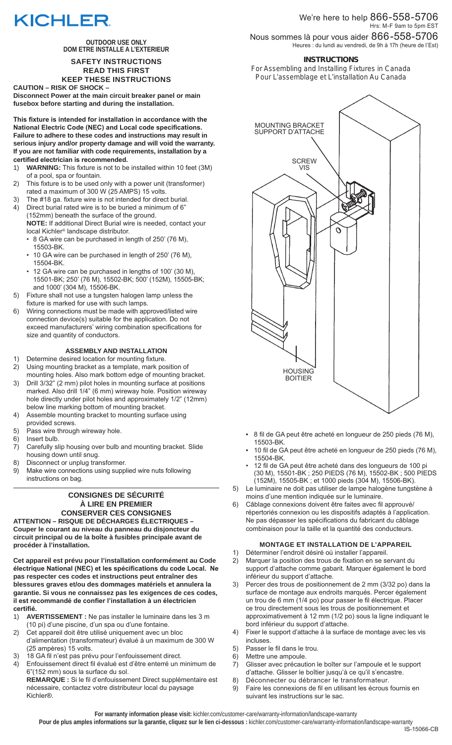# KICHLER

We're here to help 866-558-5706
Hrs: M-F 9am to 5pm EST

Nous sommes là pour vous aider 866-558-5706
Heures : du lundi au vendredi, de 9h à 17h (heure de l'Est)

**OUTDOOR USE ONLY**
**DOM ETRE INSTALLE A L'EXTERIEUR**

### SAFETY INSTRUCTIONS
### READ THIS FIRST
### KEEP THESE INSTRUCTIONS

**CAUTION – RISK OF SHOCK –**
**Disconnect Power at the main circuit breaker panel or main fusebox before starting and during the installation.**

**This fixture is intended for installation in accordance with the National Electric Code (NEC) and Local code specifications. Failure to adhere to these codes and instructions may result in serious injury and/or property damage and will void the warranty. If you are not familiar with code requirements, installation by a certified electrician is recommended.**

1) **WARNING:** This fixture is not to be installed within 10 feet (3M) of a pool, spa or fountain.
2) This fixture is to be used only with a power unit (transformer) rated a maximum of 300 W (25 AMPS) 15 volts.
3) The #18 ga. fixture wire is not intended for direct burial.
4) Direct burial rated wire is to be buried a minimum of 6" (152mm) beneath the surface of the ground.
   **NOTE:** If additional Direct Burial wire is needed, contact your local Kichler® landscape distributor.
   - 8 GA wire can be purchased in length of 250' (76 M), 15503-BK.
   - 10 GA wire can be purchased in length of 250' (76 M), 15504-BK.
   - 12 GA wire can be purchased in lengths of 100' (30 M), 15501-BK; 250' (76 M), 15502-BK; 500' (152M), 15505-BK; and 1000' (304 M), 15506-BK.
5) Fixture shall not use a tungsten halogen lamp unless the fixture is marked for use with such lamps.
6) Wiring connections must be made with approved/listed wire connection device(s) suitable for the application. Do not exceed manufacturers' wiring combination specifications for size and quantity of conductors.

#### ASSEMBLY AND INSTALLATION

1) Determine desired location for mounting fixture.
2) Using mounting bracket as a template, mark position of mounting holes. Also mark bottom edge of mounting bracket.
3) Drill 3/32" (2 mm) pilot holes in mounting surface at positions marked. Also drill 1/4" (6 mm) wireway hole. Position wireway hole directly under pilot holes and approximately 1/2" (12mm) below line marking bottom of mounting bracket.
4) Assemble mounting bracket to mounting surface using provided screws.
5) Pass wire through wireway hole.
6) Insert bulb.
7) Carefully slip housing over bulb and mounting bracket. Slide housing down until snug.
8) Disconnect or unplug transformer.
9) Make wire connections using supplied wire nuts following instructions on bag.

### CONSIGNES DE SÉCURITÉ
### À LIRE EN PREMIER
### CONSERVER CES CONSIGNES

**ATTENTION – RISQUE DE DÉCHARGES ÉLECTRIQUES – Couper le courant au niveau du panneau du disjoncteur du circuit principal ou de la boîte à fusibles principale avant de procéder à l'installation.**

**Cet appareil est prévu pour l'installation conformément au Code électrique National (NEC) et les spécifications du code Local. Ne pas respecter ces codes et instructions peut entraîner des blessures graves et/ou des dommages matériels et annulera la garantie. Si vous ne connaissez pas les exigences de ces codes, il est recommandé de confier l'installation à un électricien certifié.**

1) **AVERTISSEMENT :** Ne pas installer le luminaire dans les 3 m (10 pi) d'une piscine, d'un spa ou d'une fontaine.
2) Cet appareil doit être utilisé uniquement avec un bloc d'alimentation (transformateur) évalué à un maximum de 300 W (25 ampères) 15 volts.
3) 18 GA fil n'est pas prévu pour l'enfouissement direct.
4) Enfouissement direct fil évalué est d'être enterré un minimum de 6"(152 mm) sous la surface du sol.
   **REMARQUE :** Si le fil d'enfouissement Direct supplémentaire est nécessaire, contactez votre distributeur local du paysage Kichler®.
   - 8 fil de GA peut être acheté en longueur de 250 pieds (76 M), 15503-BK.
   - 10 fil de GA peut être acheté en longueur de 250 pieds (76 M), 15504-BK.
   - 12 fil de GA peut être acheté dans des longueurs de 100 pi (30 M), 15501-BK ; 250 PIEDS (76 M), 15502-BK ; 500 PIEDS (152M), 15505-BK ; et 1000 pieds (304 M), 15506-BK).
5) Le luminaire ne doit pas utiliser de lampe halogène tungstène à moins d'une mention indiquée sur le luminaire.
6) Câblage connexions doivent être faites avec fil approuvé/répertoriés connexion ou les dispositifs adaptés à l'application. Ne pas dépasser les spécifications du fabricant du câblage combinaison pour la taille et la quantité des conducteurs.

## INSTRUCTIONS

For Assembling and Installing Fixtures in Canada
Pour L'assemblage et L'installation Au Canada

MOUNTING BRACKET
SUPPORT D'ATTACHE

SCREW
VIS

HOUSING
BOITIER

#### MONTAGE ET INSTALLATION DE L'APPAREIL

1) Déterminer l'endroit désiré où installer l'appareil.
2) Marquer la position des trous de fixation en se servant du support d'attache comme gabarit. Marquer également le bord inférieur du support d'attache.
3) Percer des trous de positionnement de 2 mm (3/32 po) dans la surface de montage aux endroits marqués. Percer également un trou de 6 mm (1/4 po) pour passer le fil électrique. Placer ce trou directement sous les trous de positionnement et approximativement à 12 mm (1/2 po) sous la ligne indiquant le bord inférieur du support d'attache.
4) Fixer le support d'attache à la surface de montage avec les vis incluses.
5) Passer le fil dans le trou.
6) Mettre une ampoule.
7) Glisser avec précaution le boîter sur l'ampoule et le support d'attache. Glisser le boîtier jusqu'à ce qu'il s'encastre.
8) Déconnecter ou débrancher le transformateur.
9) Faire les connexions de fil en utilisant les écrous fournis en suivant les instructions sur le sac.

**For warranty information please visit:** kichler.com/customer-care/warranty-information/landscape-warranty

**Pour de plus amples informations sur la garantie, cliquez sur le lien ci-dessous :** kichler.com/customer-care/warranty-information/landscape-warranty

IS-15066-CB